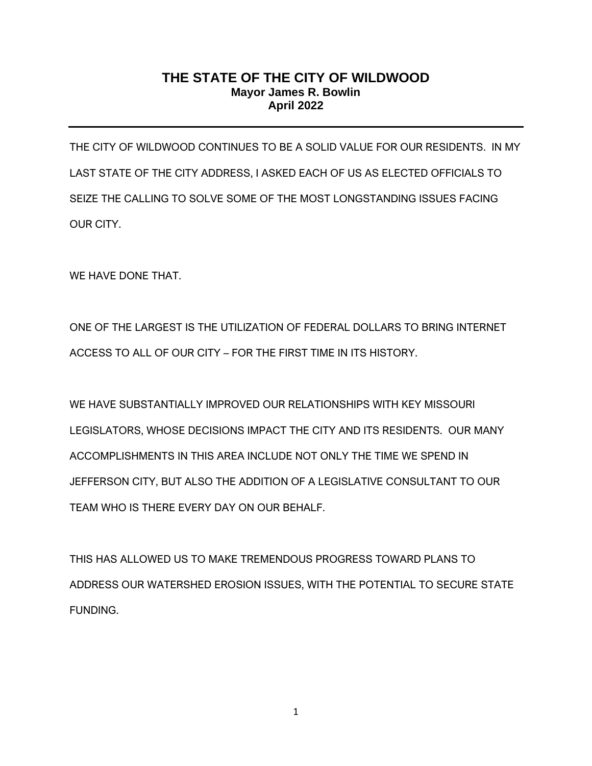# THE STATE OF THE CITY OF WILDWOOD

**Mayor James R. Bowlin**
**April 2022**

---

THE CITY OF WILDWOOD CONTINUES TO BE A SOLID VALUE FOR OUR RESIDENTS. IN MY LAST STATE OF THE CITY ADDRESS, I ASKED EACH OF US AS ELECTED OFFICIALS TO SEIZE THE CALLING TO SOLVE SOME OF THE MOST LONGSTANDING ISSUES FACING OUR CITY.

WE HAVE DONE THAT.

ONE OF THE LARGEST IS THE UTILIZATION OF FEDERAL DOLLARS TO BRING INTERNET ACCESS TO ALL OF OUR CITY – FOR THE FIRST TIME IN ITS HISTORY.

WE HAVE SUBSTANTIALLY IMPROVED OUR RELATIONSHIPS WITH KEY MISSOURI LEGISLATORS, WHOSE DECISIONS IMPACT THE CITY AND ITS RESIDENTS. OUR MANY ACCOMPLISHMENTS IN THIS AREA INCLUDE NOT ONLY THE TIME WE SPEND IN JEFFERSON CITY, BUT ALSO THE ADDITION OF A LEGISLATIVE CONSULTANT TO OUR TEAM WHO IS THERE EVERY DAY ON OUR BEHALF.

THIS HAS ALLOWED US TO MAKE TREMENDOUS PROGRESS TOWARD PLANS TO ADDRESS OUR WATERSHED EROSION ISSUES, WITH THE POTENTIAL TO SECURE STATE FUNDING.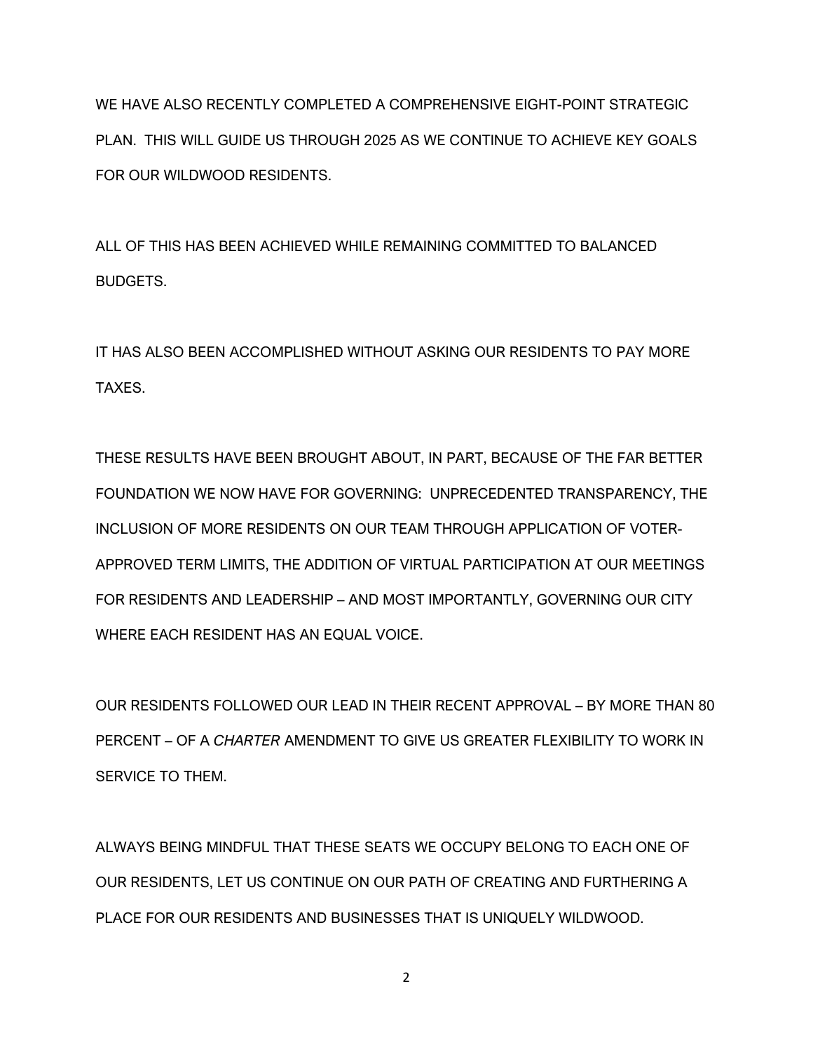WE HAVE ALSO RECENTLY COMPLETED A COMPREHENSIVE EIGHT-POINT STRATEGIC PLAN. THIS WILL GUIDE US THROUGH 2025 AS WE CONTINUE TO ACHIEVE KEY GOALS FOR OUR WILDWOOD RESIDENTS.

ALL OF THIS HAS BEEN ACHIEVED WHILE REMAINING COMMITTED TO BALANCED BUDGETS.

IT HAS ALSO BEEN ACCOMPLISHED WITHOUT ASKING OUR RESIDENTS TO PAY MORE TAXES.

THESE RESULTS HAVE BEEN BROUGHT ABOUT, IN PART, BECAUSE OF THE FAR BETTER FOUNDATION WE NOW HAVE FOR GOVERNING: UNPRECEDENTED TRANSPARENCY, THE INCLUSION OF MORE RESIDENTS ON OUR TEAM THROUGH APPLICATION OF VOTER-APPROVED TERM LIMITS, THE ADDITION OF VIRTUAL PARTICIPATION AT OUR MEETINGS FOR RESIDENTS AND LEADERSHIP – AND MOST IMPORTANTLY, GOVERNING OUR CITY WHERE EACH RESIDENT HAS AN EQUAL VOICE.

OUR RESIDENTS FOLLOWED OUR LEAD IN THEIR RECENT APPROVAL – BY MORE THAN 80 PERCENT – OF A *CHARTER* AMENDMENT TO GIVE US GREATER FLEXIBILITY TO WORK IN SERVICE TO THEM.

ALWAYS BEING MINDFUL THAT THESE SEATS WE OCCUPY BELONG TO EACH ONE OF OUR RESIDENTS, LET US CONTINUE ON OUR PATH OF CREATING AND FURTHERING A PLACE FOR OUR RESIDENTS AND BUSINESSES THAT IS UNIQUELY WILDWOOD.